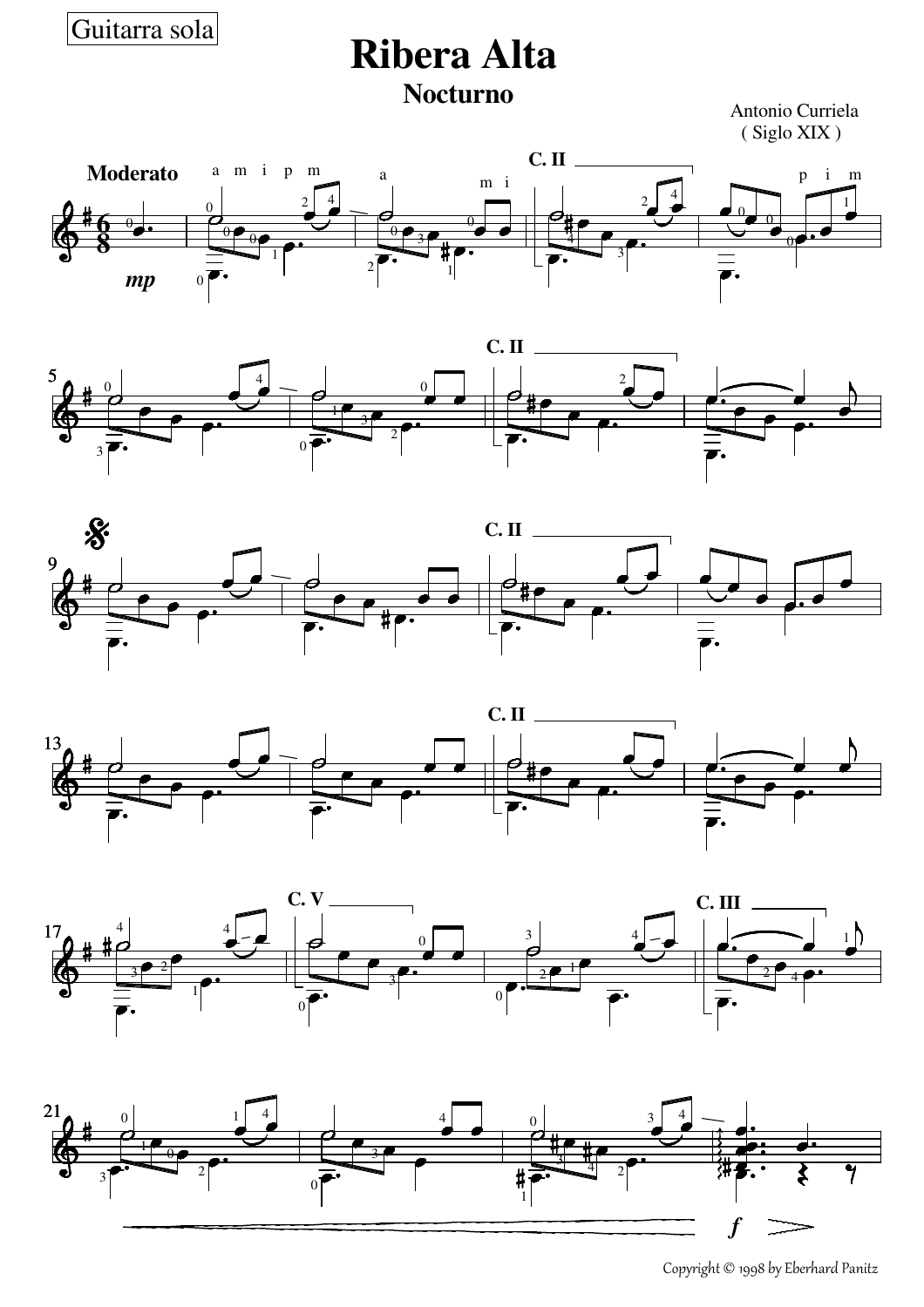Guitarra sola

# Ribera Alta

## Nocturno

Antonio Curriela
( Siglo XIX )

**Moderato**

Copyright © 1998 by Eberhard Panitz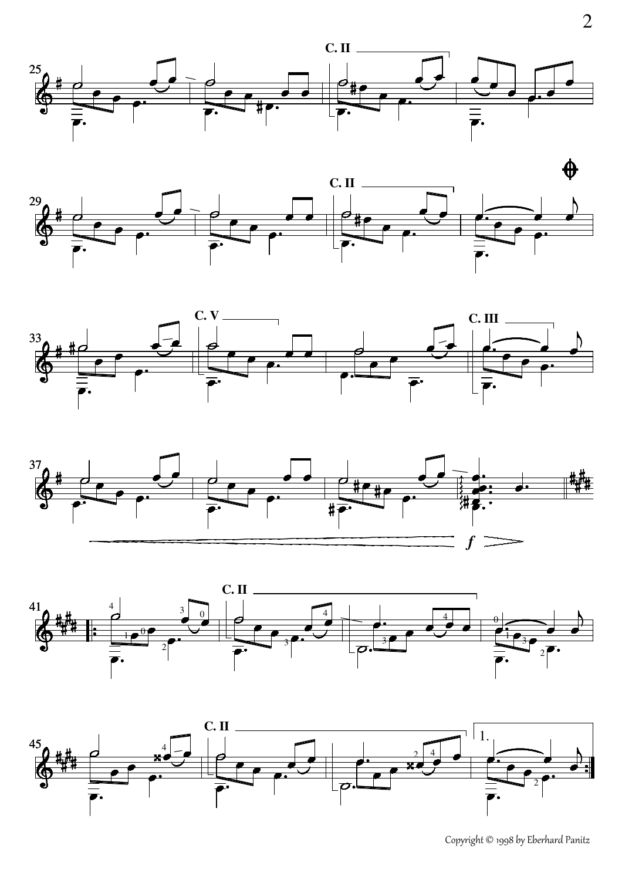Copyright © 1998 by Eberhard Panitz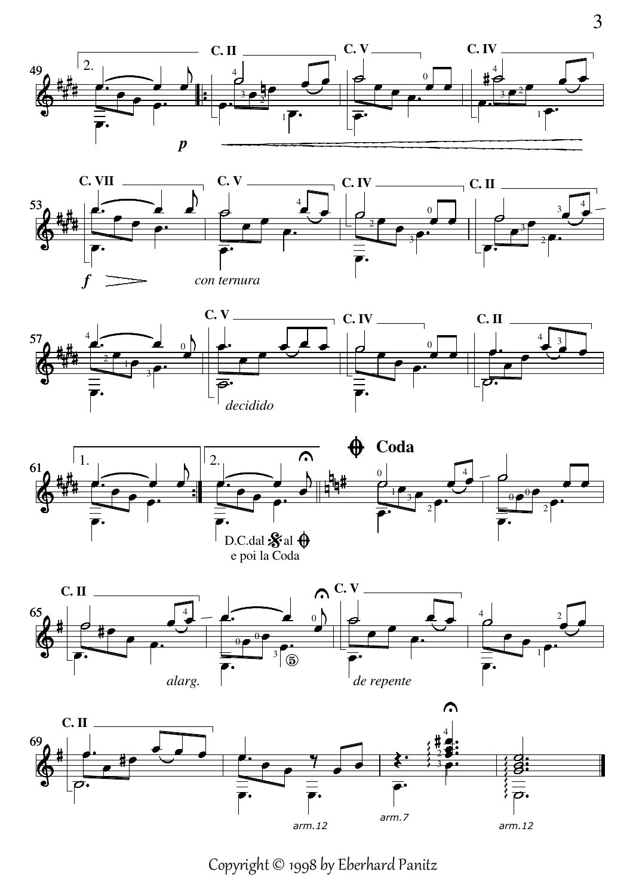Copyright © 1998 by Eberhard Panitz